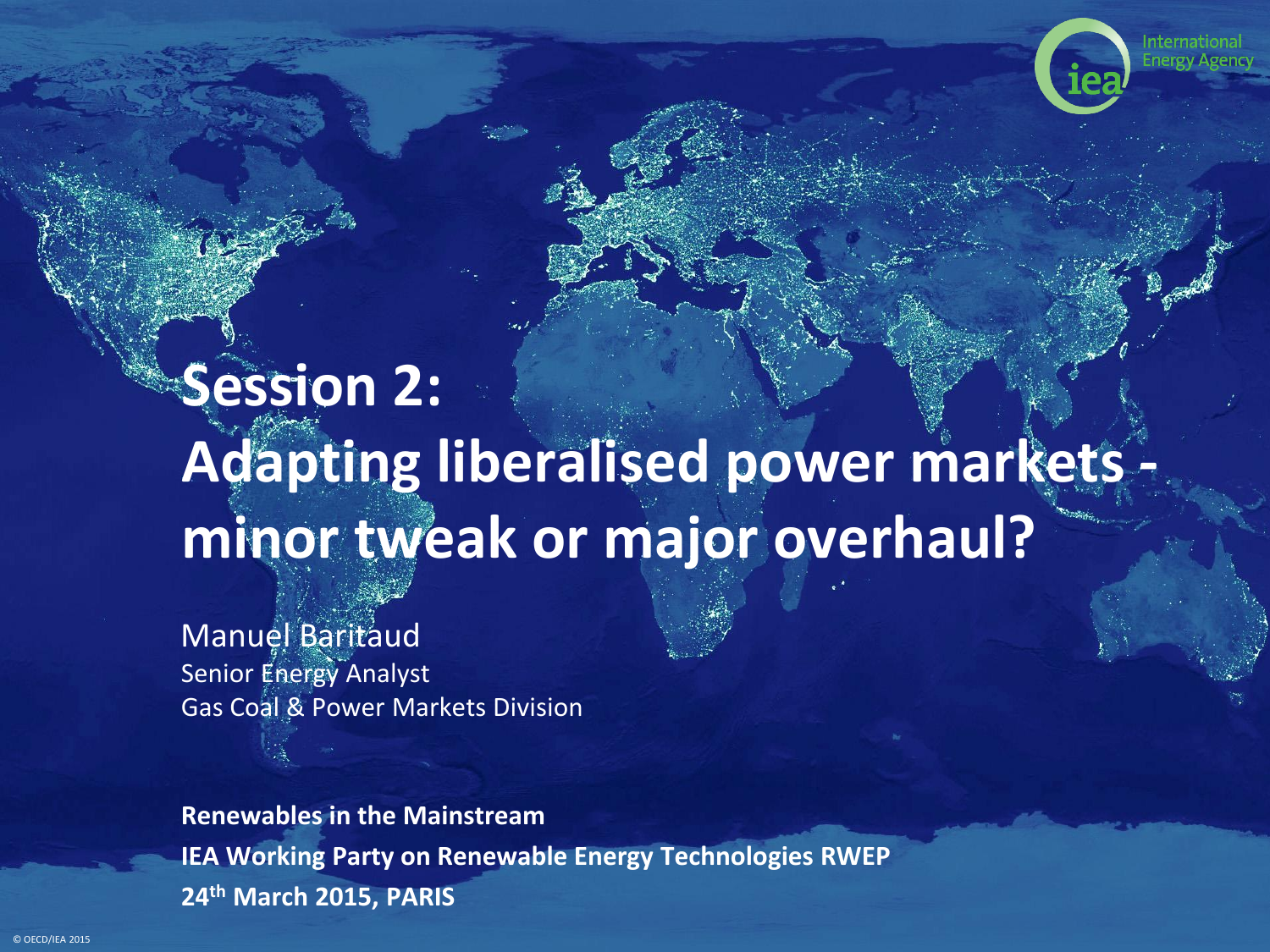# Session 2: Adapting liberalised power markets - minor tweak or major overhaul?

Manuel Baritaud

Senior Energy Analyst

Gas Coal & Power Markets Division

**Renewables in the Mainstream**

**IEA Working Party on Renewable Energy Technologies RWEP**

**24th March 2015, PARIS**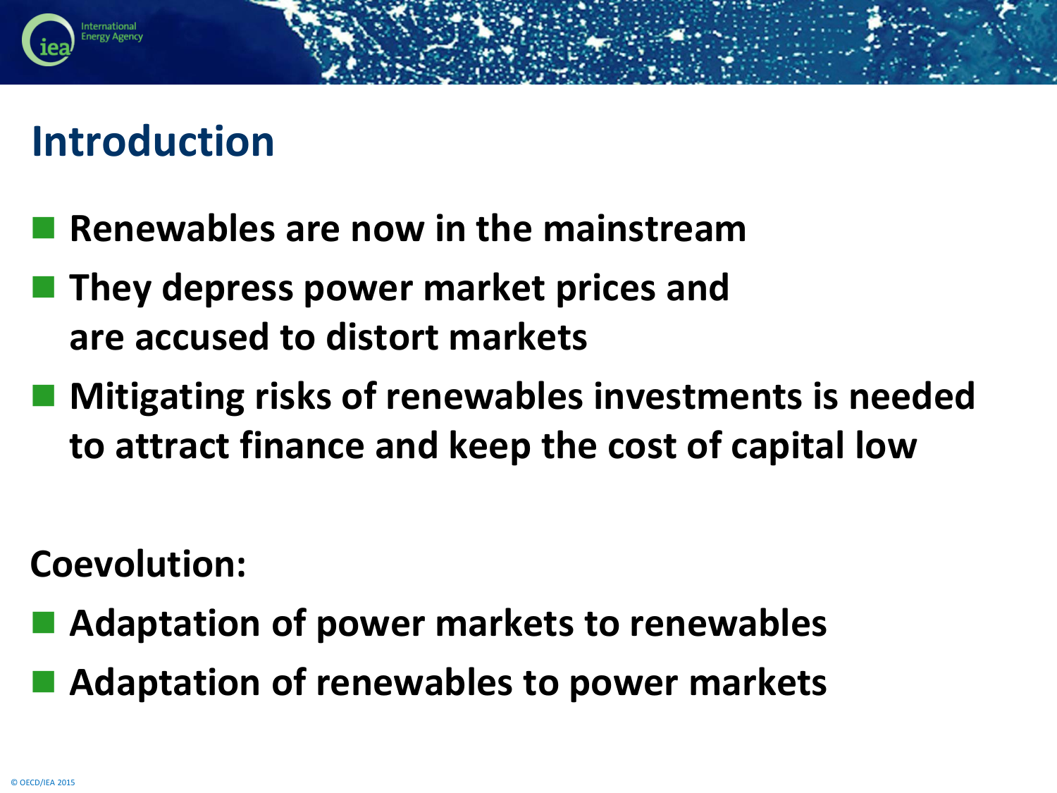# Introduction

- **Renewables are now in the mainstream**
- **They depress power market prices and are accused to distort markets**
- **Mitigating risks of renewables investments is needed to attract finance and keep the cost of capital low**

**Coevolution:**

- **Adaptation of power markets to renewables**
- **Adaptation of renewables to power markets**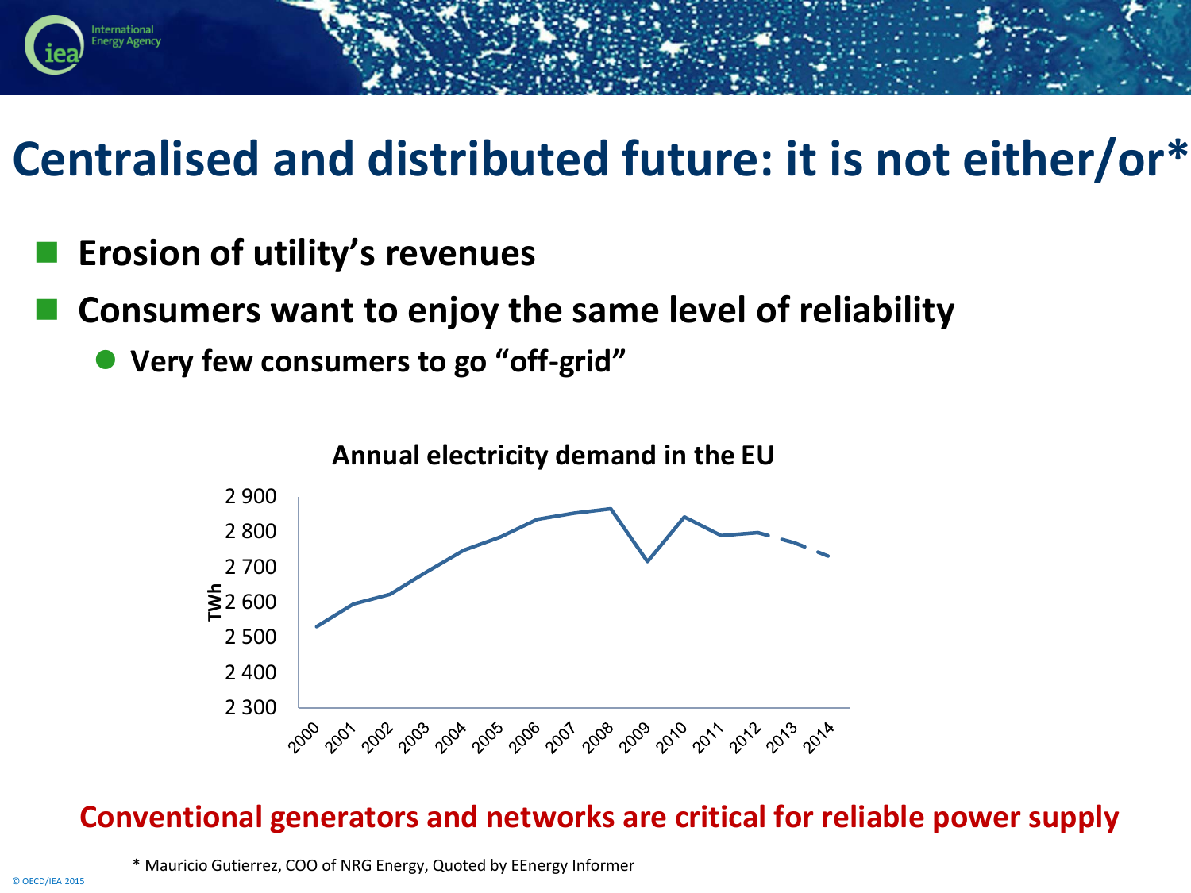# Centralised and distributed future: it is not either/or*

- **Erosion of utility's revenues**
- **Consumers want to enjoy the same level of reliability**
  - **Very few consumers to go "off-grid"**

**Annual electricity demand in the EU**

**Conventional generators and networks are critical for reliable power supply**

\* Mauricio Gutierrez, COO of NRG Energy, Quoted by EEnergy Informer

© OECD/IEA 2015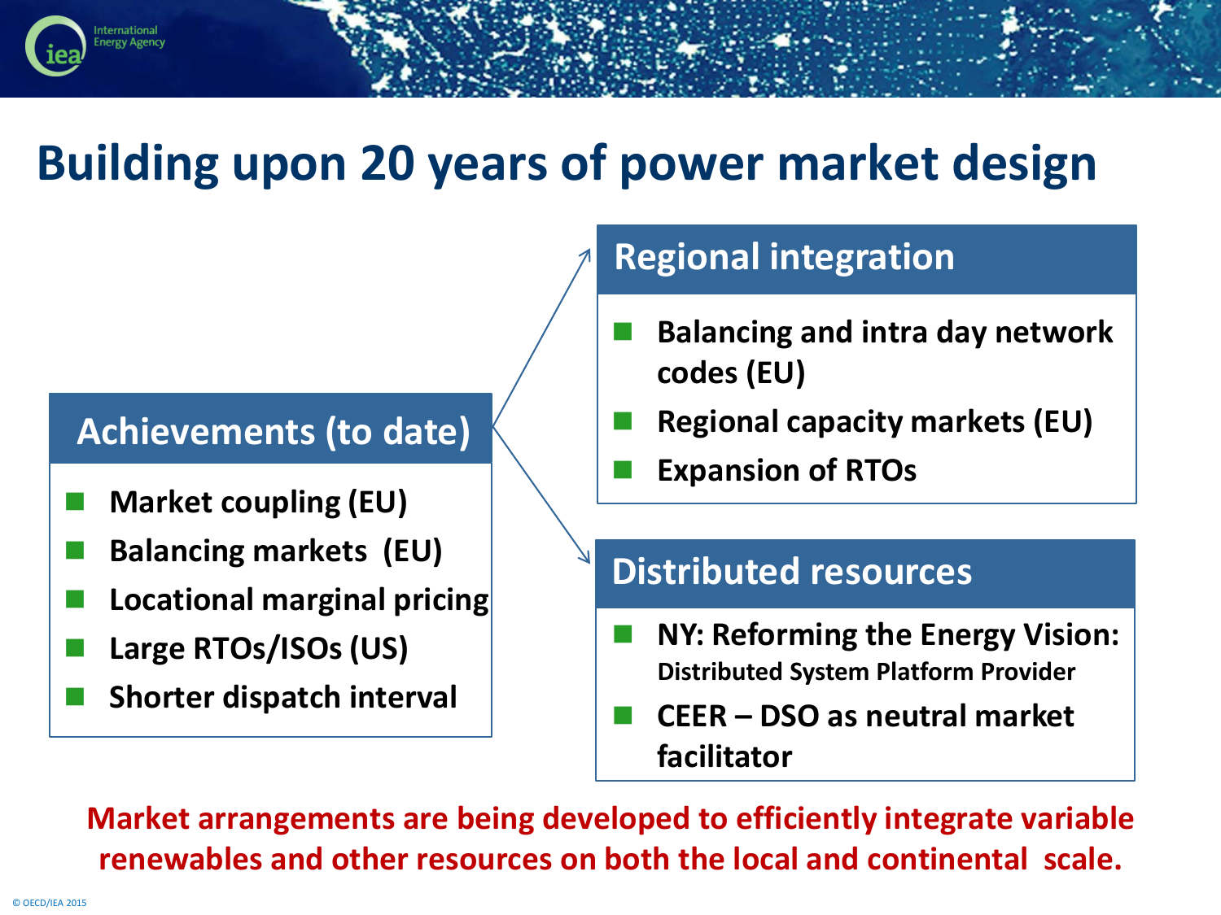# Building upon 20 years of power market design

## Achievements (to date)

- Market coupling (EU)
- Balancing markets (EU)
- Locational marginal pricing
- Large RTOs/ISOs (US)
- Shorter dispatch interval

## Regional integration

- Balancing and intra day network codes (EU)
- Regional capacity markets (EU)
- Expansion of RTOs

## Distributed resources

- NY: Reforming the Energy Vision: Distributed System Platform Provider
- CEER – DSO as neutral market facilitator

**Market arrangements are being developed to efficiently integrate variable renewables and other resources on both the local and continental scale.**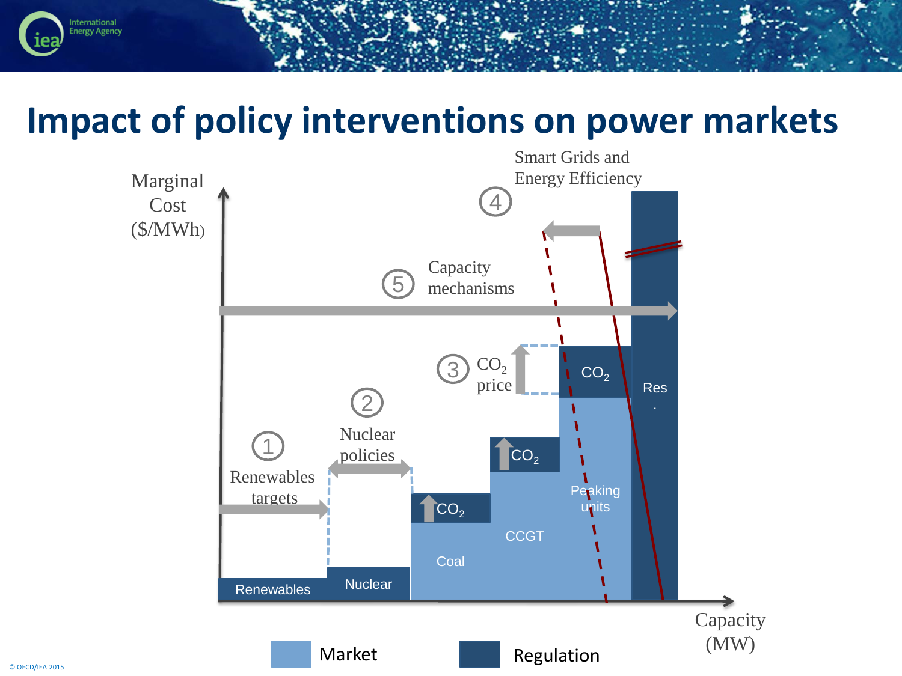# Impact of policy interventions on power markets

Marginal Cost ($/MWh)

Capacity (MW)

1. Renewables targets
2. Nuclear policies
3. $CO_2$ price
4. Smart Grids and Energy Efficiency
5. Capacity mechanisms

Renewables | Nuclear | Coal | CCGT | Peaking units | Res.

$CO_2$ | $CO_2$ | $CO_2$

Market | Regulation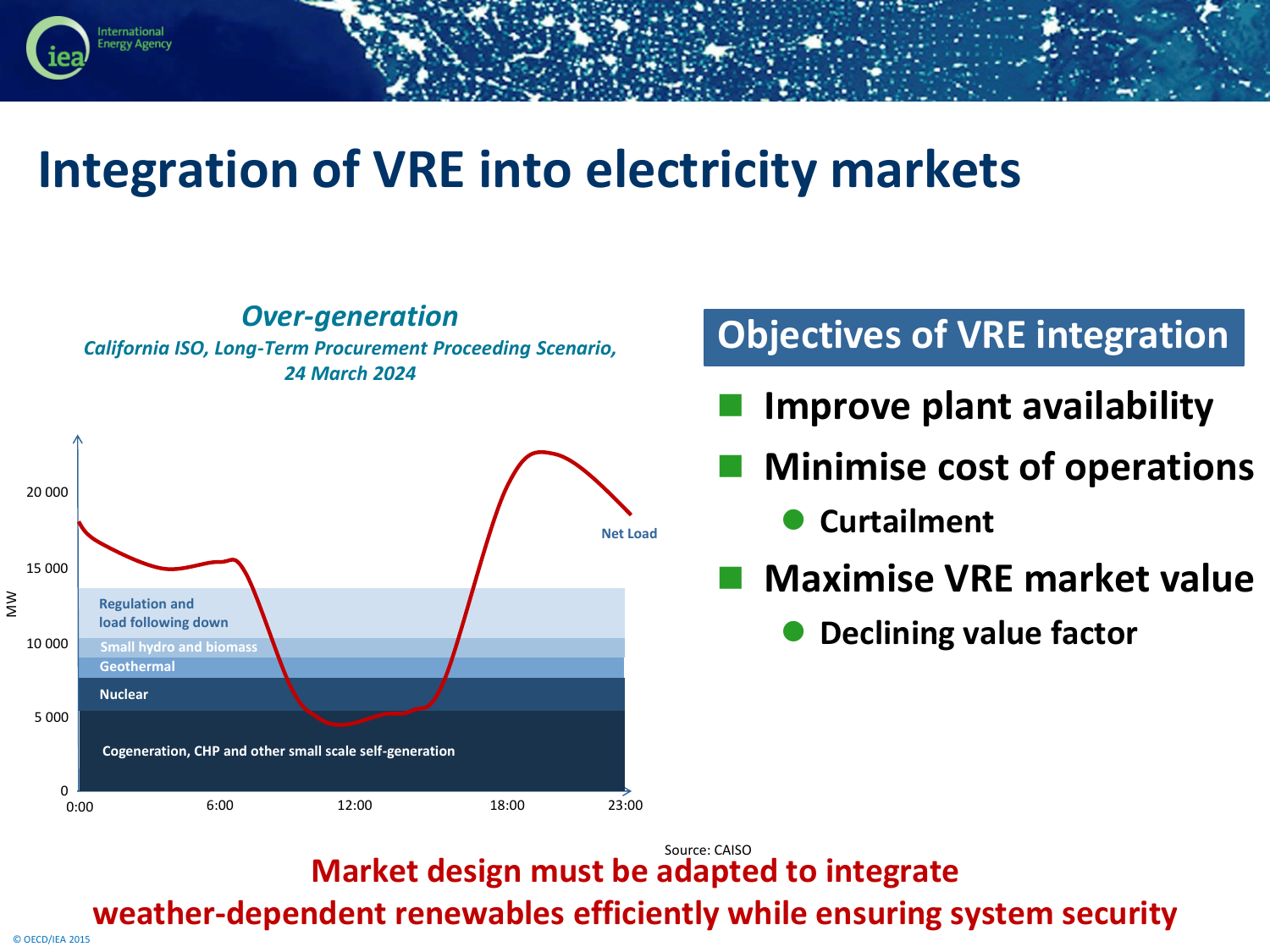# Integration of VRE into electricity markets

***Over-generation***

*California ISO, Long-Term Procurement Proceeding Scenario, 24 March 2024*

Net Load

Regulation and load following down

Small hydro and biomass

Geothermal

Nuclear

Cogeneration, CHP and other small scale self-generation

MW: 0, 5 000, 10 000, 15 000, 20 000

0:00, 6:00, 12:00, 18:00, 23:00

Source: CAISO

## Objectives of VRE integration

- **Improve plant availability**
- **Minimise cost of operations**
  - **Curtailment**
- **Maximise VRE market value**
  - **Declining value factor**

**Market design must be adapted to integrate weather-dependent renewables efficiently while ensuring system security**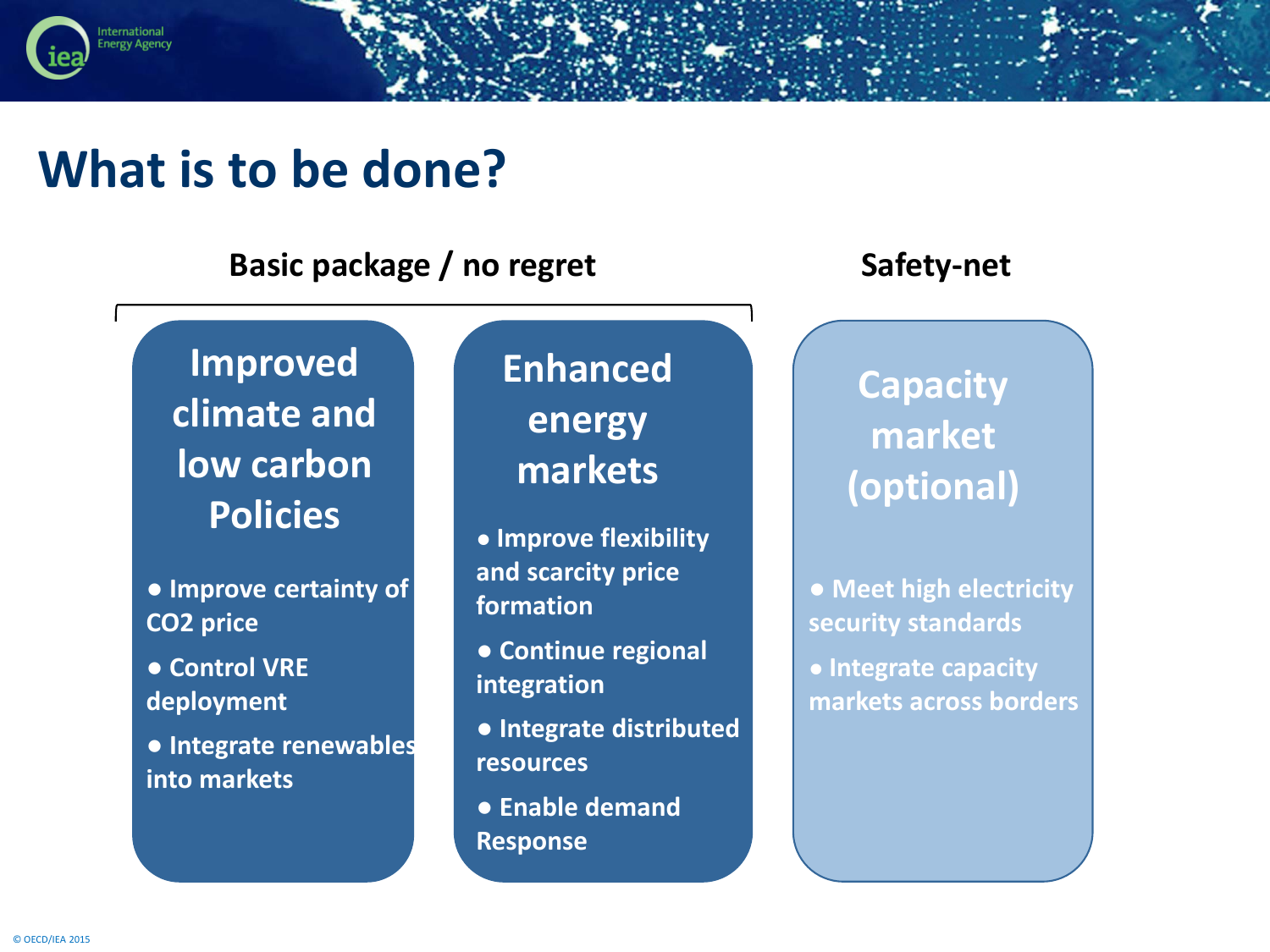# What is to be done?

## Basic package / no regret

### Improved climate and low carbon Policies

- Improve certainty of $CO_2$ price
- Control VRE deployment
- Integrate renewables into markets

### Enhanced energy markets

- Improve flexibility and scarcity price formation
- Continue regional integration
- Integrate distributed resources
- Enable demand Response

## Safety-net

### Capacity market (optional)

- Meet high electricity security standards
- Integrate capacity markets across borders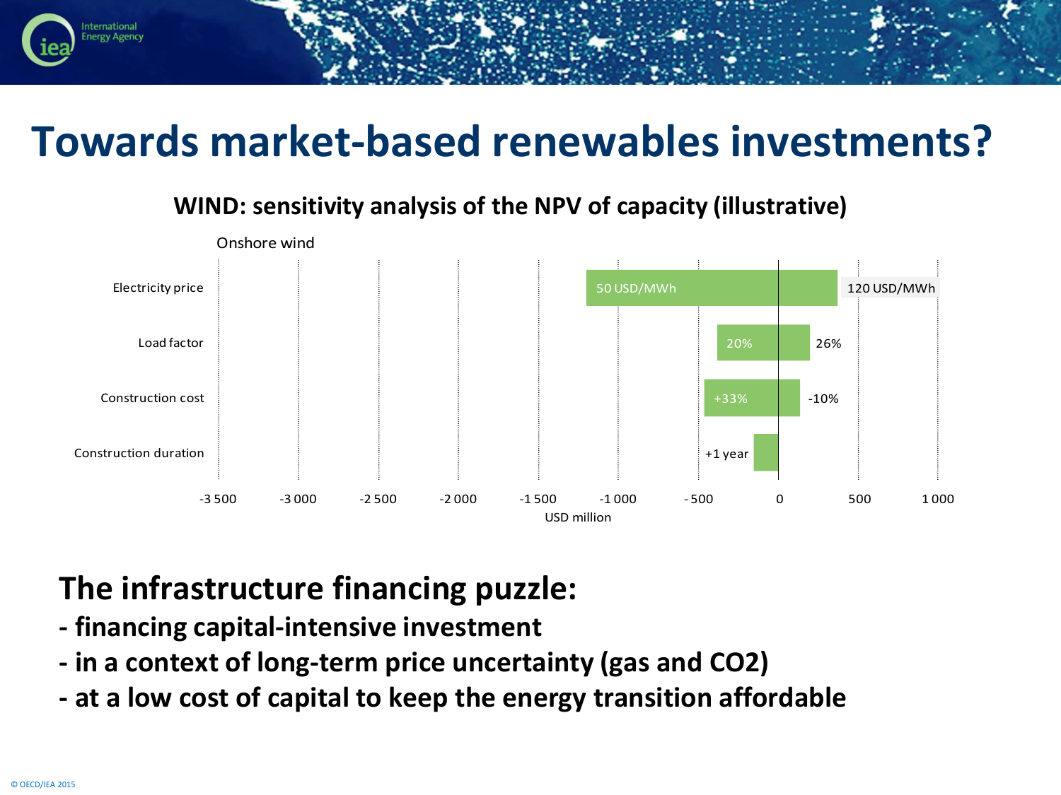# Towards market-based renewables investments?

**WIND: sensitivity analysis of the NPV of capacity (illustrative)**

Onshore wind

| Parameter | Low case | High case |
|---|---|---|
| Electricity price | 50 USD/MWh | 120 USD/MWh |
| Load factor | 20% | 26% |
| Construction cost | +33% | -10% |
| Construction duration | +1 year | |

USD million

## The infrastructure financing puzzle:

**- financing capital-intensive investment**

**- in a context of long-term price uncertainty (gas and CO2)**

**- at a low cost of capital to keep the energy transition affordable**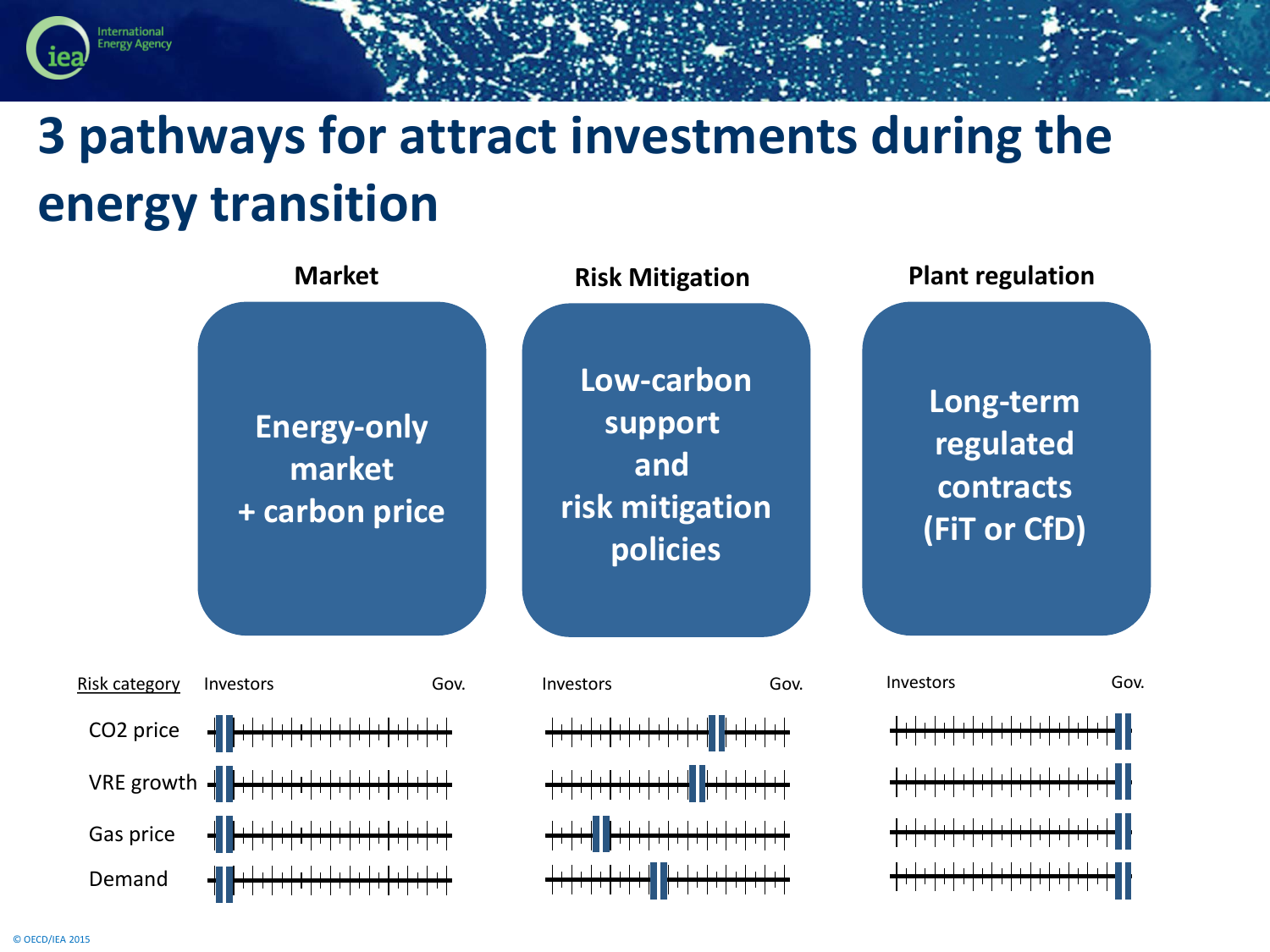# 3 pathways for attract investments during the energy transition

| Market | Risk Mitigation | Plant regulation |
|---|---|---|
| Energy-only market + carbon price | Low-carbon support and risk mitigation policies | Long-term regulated contracts (FiT or CfD) |

Risk category

| Risk category | Market (Investors – Gov.) | Risk Mitigation (Investors – Gov.) | Plant regulation (Investors – Gov.) |
|---|---|---|---|
| $CO_2$ price | | | |
| VRE growth | | | |
| Gas price | | | |
| Demand | | | |

© OECD/IEA 2015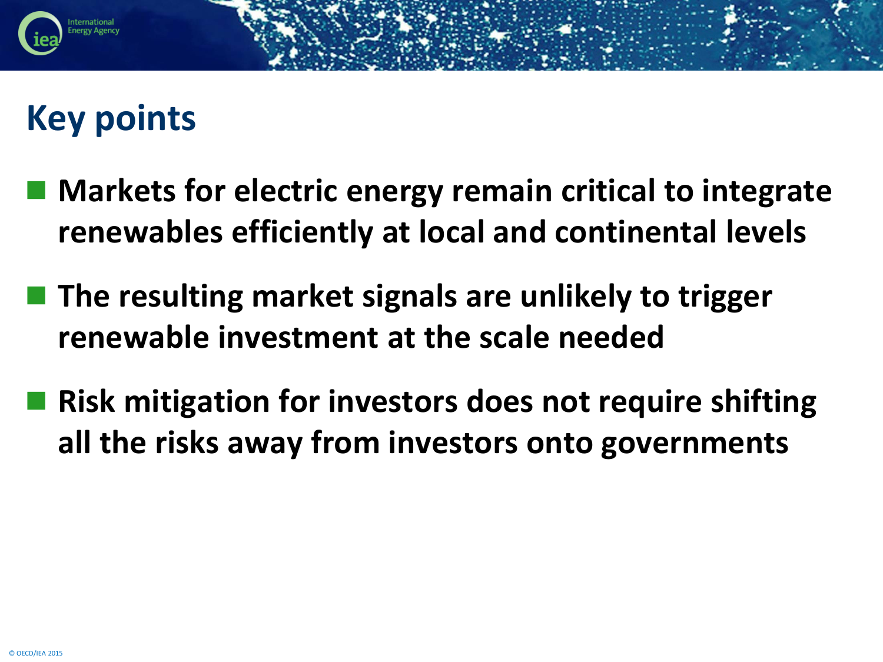# Key points

- **Markets for electric energy remain critical to integrate renewables efficiently at local and continental levels**
- **The resulting market signals are unlikely to trigger renewable investment at the scale needed**
- **Risk mitigation for investors does not require shifting all the risks away from investors onto governments**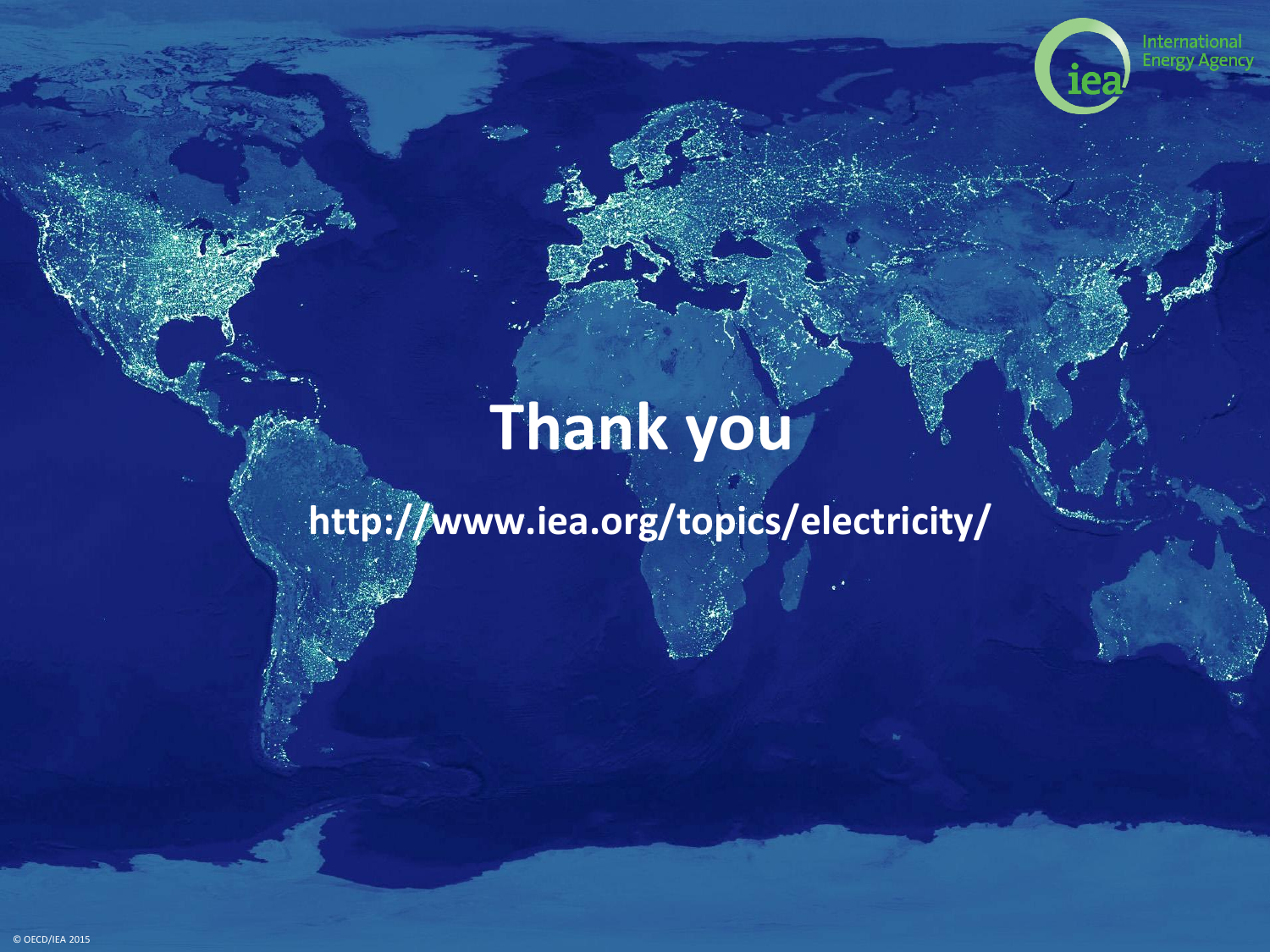# Thank you

**http://www.iea.org/topics/electricity/**